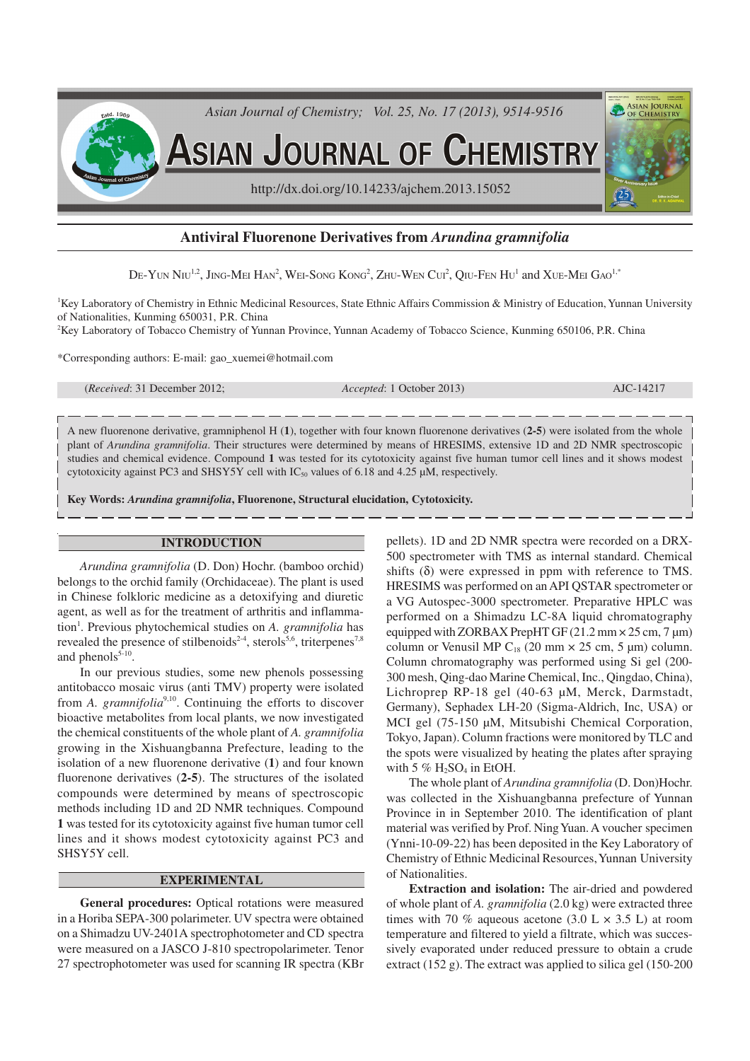# Antiviral Fluorenone Derivatives from *Arundina gramnifolia*

De-Yun Niu[1,2], Jing-Mei Han[2], Wei-Song Kong[2], Zhu-Wen Cui[2], Qiu-Fen Hu[1] and Xue-Mei Gao[1,*]

[1]Key Laboratory of Chemistry in Ethnic Medicinal Resources, State Ethnic Affairs Commission & Ministry of Education, Yunnan University of Nationalities, Kunming 650031, P.R. China

[2]Key Laboratory of Tobacco Chemistry of Yunnan Province, Yunnan Academy of Tobacco Science, Kunming 650106, P.R. China

*Corresponding authors: E-mail: gao_xuemei@hotmail.com

(*Received*: 31 December 2012; *Accepted*: 1 October 2013) AJC-14217

A new fluorenone derivative, gramniphenol H (**1**), together with four known fluorenone derivatives (**2-5**) were isolated from the whole plant of *Arundina gramnifolia*. Their structures were determined by means of HRESIMS, extensive 1D and 2D NMR spectroscopic studies and chemical evidence. Compound **1** was tested for its cytotoxicity against five human tumor cell lines and it shows modest cytotoxicity against PC3 and SHSY5Y cell with $IC_{50}$ values of 6.18 and 4.25 μM, respectively.

**Key Words: *Arundina gramnifolia*, Fluorenone, Structural elucidation, Cytotoxicity.**

## INTRODUCTION

*Arundina gramnifolia* (D. Don) Hochr. (bamboo orchid) belongs to the orchid family (Orchidaceae). The plant is used in Chinese folkloric medicine as a detoxifying and diuretic agent, as well as for the treatment of arthritis and inflammation[1]. Previous phytochemical studies on *A. gramnifolia* has revealed the presence of stilbenoids[2-4], sterols[5,6], triterpenes[7,8] and phenols[5-10].

In our previous studies, some new phenols possessing antitobacco mosaic virus (anti TMV) property were isolated from *A. gramnifolia*[9,10]. Continuing the efforts to discover bioactive metabolites from local plants, we now investigated the chemical constituents of the whole plant of *A. gramnifolia* growing in the Xishuangbanna Prefecture, leading to the isolation of a new fluorenone derivative (**1**) and four known fluorenone derivatives (**2-5**). The structures of the isolated compounds were determined by means of spectroscopic methods including 1D and 2D NMR techniques. Compound **1** was tested for its cytotoxicity against five human tumor cell lines and it shows modest cytotoxicity against PC3 and SHSY5Y cell.

## EXPERIMENTAL

**General procedures:** Optical rotations were measured in a Horiba SEPA-300 polarimeter. UV spectra were obtained on a Shimadzu UV-2401A spectrophotometer and CD spectra were measured on a JASCO J-810 spectropolarimeter. Tenor 27 spectrophotometer was used for scanning IR spectra (KBr pellets). 1D and 2D NMR spectra were recorded on a DRX-500 spectrometer with TMS as internal standard. Chemical shifts (δ) were expressed in ppm with reference to TMS. HRESIMS was performed on an API QSTAR spectrometer or a VG Autospec-3000 spectrometer. Preparative HPLC was performed on a Shimadzu LC-8A liquid chromatography equipped with ZORBAX PrepHT GF (21.2 mm × 25 cm, 7 μm) column or Venusil MP $C_{18}$ (20 mm × 25 cm, 5 μm) column. Column chromatography was performed using Si gel (200-300 mesh, Qing-dao Marine Chemical, Inc., Qingdao, China), Lichroprep RP-18 gel (40-63 μM, Merck, Darmstadt, Germany), Sephadex LH-20 (Sigma-Aldrich, Inc, USA) or MCI gel (75-150 μM, Mitsubishi Chemical Corporation, Tokyo, Japan). Column fractions were monitored by TLC and the spots were visualized by heating the plates after spraying with 5 % $H_2SO_4$ in EtOH.

The whole plant of *Arundina gramnifolia* (D. Don)Hochr. was collected in the Xishuangbanna prefecture of Yunnan Province in in September 2010. The identification of plant material was verified by Prof. Ning Yuan. A voucher specimen (Ynni-10-09-22) has been deposited in the Key Laboratory of Chemistry of Ethnic Medicinal Resources, Yunnan University of Nationalities.

**Extraction and isolation:** The air-dried and powdered of whole plant of *A. gramnifolia* (2.0 kg) were extracted three times with 70 % aqueous acetone (3.0 L × 3.5 L) at room temperature and filtered to yield a filtrate, which was successively evaporated under reduced pressure to obtain a crude extract (152 g). The extract was applied to silica gel (150-200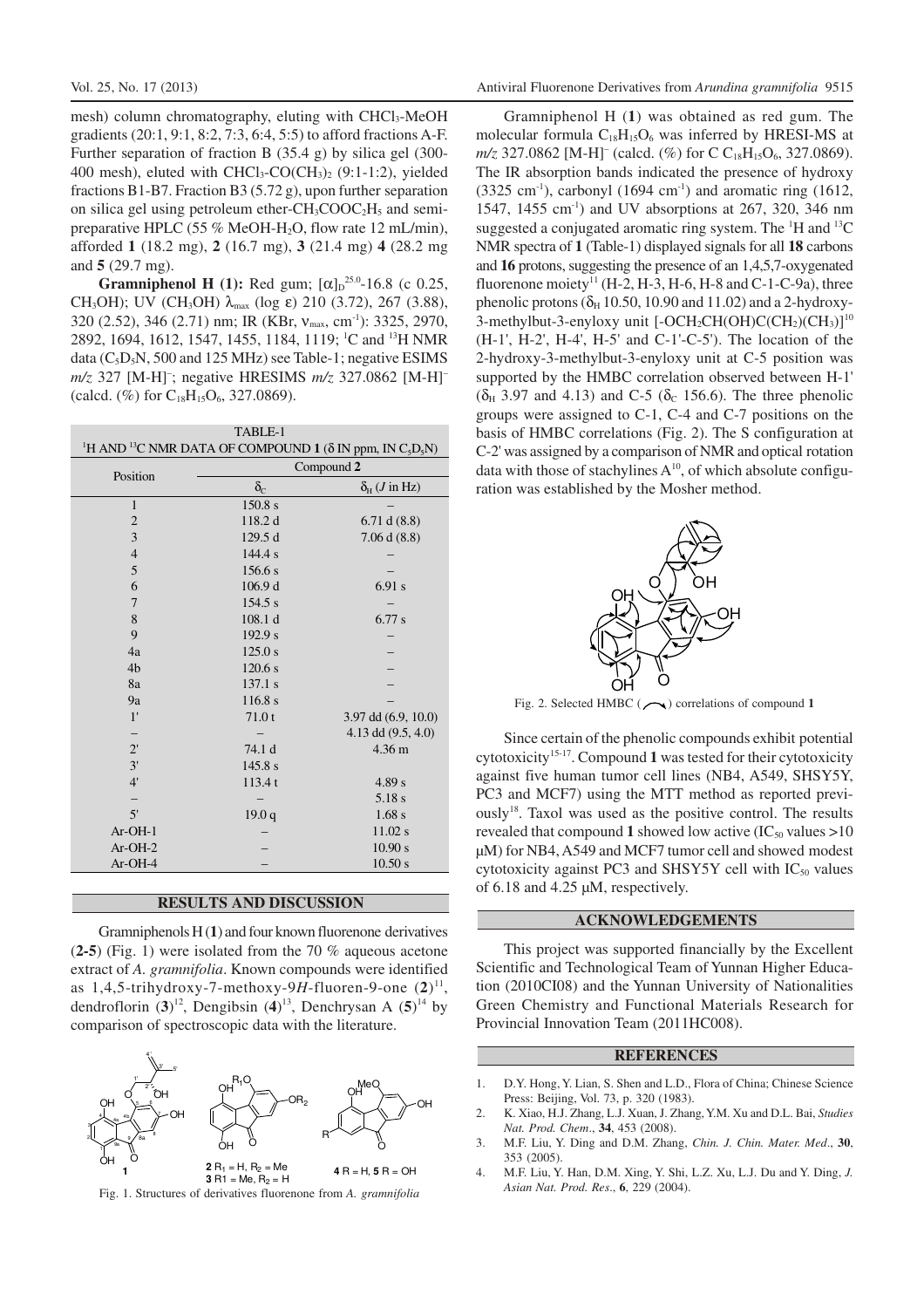mesh) column chromatography, eluting with $CHCl_3$-MeOH gradients (20:1, 9:1, 8:2, 7:3, 6:4, 5:5) to afford fractions A-F. Further separation of fraction B (35.4 g) by silica gel (300-400 mesh), eluted with $CHCl_3$-$CO(CH_3)_2$ (9:1-1:2), yielded fractions B1-B7. Fraction B3 (5.72 g), upon further separation on silica gel using petroleum ether-$CH_3COOC_2H_5$ and semi-preparative HPLC (55 % MeOH-$H_2O$, flow rate 12 mL/min), afforded **1** (18.2 mg), **2** (16.7 mg), **3** (21.4 mg) **4** (28.2 mg and **5** (29.7 mg).

**Gramniphenol H (1):** Red gum; $[\alpha]_D^{25.0}$-16.8 (c 0.25, $CH_3OH$); UV ($CH_3OH$) $\lambda_{max}$ (log ε) 210 (3.72), 267 (3.88), 320 (2.52), 346 (2.71) nm; IR (KBr, $\nu_{max}$, $cm^{-1}$): 3325, 2970, 2892, 1694, 1612, 1547, 1455, 1184, 1119; $^1$C and $^{13}$H NMR data ($C_5D_5N$, 500 and 125 MHz) see Table-1; negative ESIMS *m/z* 327 $[M-H]^-$; negative HRESIMS *m/z* 327.0862 $[M-H]^-$ (calcd. (%) for $C_{18}H_{15}O_6$, 327.0869).

TABLE-1
$^1$H AND $^{13}$C NMR DATA OF COMPOUND **1** (δ IN ppm, IN $C_5D_5N$)

| Position | Compound **2** | |
|---|---|---|
| | $\delta_C$ | $\delta_H$ (*J* in Hz) |
| 1 | 150.8 s | – |
| 2 | 118.2 d | 6.71 d (8.8) |
| 3 | 129.5 d | 7.06 d (8.8) |
| 4 | 144.4 s | – |
| 5 | 156.6 s | – |
| 6 | 106.9 d | 6.91 s |
| 7 | 154.5 s | – |
| 8 | 108.1 d | 6.77 s |
| 9 | 192.9 s | – |
| 4a | 125.0 s | – |
| 4b | 120.6 s | – |
| 8a | 137.1 s | – |
| 9a | 116.8 s | – |
| 1' | 71.0 t | 3.97 dd (6.9, 10.0) |
| – | – | 4.13 dd (9.5, 4.0) |
| 2' | 74.1 d | 4.36 m |
| 3' | 145.8 s | |
| 4' | 113.4 t | 4.89 s |
| – | – | 5.18 s |
| 5' | 19.0 q | 1.68 s |
| Ar-OH-1 | – | 11.02 s |
| Ar-OH-2 | – | 10.90 s |
| Ar-OH-4 | – | 10.50 s |

## RESULTS AND DISCUSSION

Gramniphenols H (**1**) and four known fluorenone derivatives (**2-5**) (Fig. 1) were isolated from the 70 % aqueous acetone extract of *A. gramnifolia*. Known compounds were identified as 1,4,5-trihydroxy-7-methoxy-9*H*-fluoren-9-one (**2**)[11], dendroflorin (**3**)[12], Dengibsin (**4**)[13], Denchrysan A (**5**)[14] by comparison of spectroscopic data with the literature.

Fig. 1. Structures of derivatives fluorenone from *A. gramnifolia*

Gramniphenol H (**1**) was obtained as red gum. The molecular formula $C_{18}H_{15}O_6$ was inferred by HRESI-MS at *m/z* 327.0862 $[M-H]^-$ (calcd. (%) for C $C_{18}H_{15}O_6$, 327.0869). The IR absorption bands indicated the presence of hydroxy (3325 $cm^{-1}$), carbonyl (1694 $cm^{-1}$) and aromatic ring (1612, 1547, 1455 $cm^{-1}$) and UV absorptions at 267, 320, 346 nm suggested a conjugated aromatic ring system. The $^1$H and $^{13}$C NMR spectra of **1** (Table-1) displayed signals for all **18** carbons and **16** protons, suggesting the presence of an 1,4,5,7-oxygenated fluorenone moiety[11] (H-2, H-3, H-6, H-8 and C-1-C-9a), three phenolic protons ($\delta_H$ 10.50, 10.90 and 11.02) and a 2-hydroxy-3-methylbut-3-enyloxy unit $[-OCH_2CH(OH)C(CH_2)(CH_3)]$[10] (H-1', H-2', H-4', H-5' and C-1'-C-5'). The location of the 2-hydroxy-3-methylbut-3-enyloxy unit at C-5 position was supported by the HMBC correlation observed between H-1' ($\delta_H$ 3.97 and 4.13) and C-5 ($\delta_C$ 156.6). The three phenolic groups were assigned to C-1, C-4 and C-7 positions on the basis of HMBC correlations (Fig. 2). The S configuration at C-2' was assigned by a comparison of NMR and optical rotation data with those of stachylines A[10], of which absolute configuration was established by the Mosher method.

Fig. 2. Selected HMBC ( ) correlations of compound **1**

Since certain of the phenolic compounds exhibit potential cytotoxicity[15-17]. Compound **1** was tested for their cytotoxicity against five human tumor cell lines (NB4, A549, SHSY5Y, PC3 and MCF7) using the MTT method as reported previously[18]. Taxol was used as the positive control. The results revealed that compound **1** showed low active ($IC_{50}$ values >10 μM) for NB4, A549 and MCF7 tumor cell and showed modest cytotoxicity against PC3 and SHSY5Y cell with $IC_{50}$ values of 6.18 and 4.25 μM, respectively.

## ACKNOWLEDGEMENTS

This project was supported financially by the Excellent Scientific and Technological Team of Yunnan Higher Education (2010CI08) and the Yunnan University of Nationalities Green Chemistry and Functional Materials Research for Provincial Innovation Team (2011HC008).

## REFERENCES

1. D.Y. Hong, Y. Lian, S. Shen and L.D., Flora of China; Chinese Science Press: Beijing, Vol. 73, p. 320 (1983).
2. K. Xiao, H.J. Zhang, L.J. Xuan, J. Zhang, Y.M. Xu and D.L. Bai, *Studies Nat. Prod. Chem*., **34**, 453 (2008).
3. M.F. Liu, Y. Ding and D.M. Zhang, *Chin. J. Chin. Mater. Med*., **30**, 353 (2005).
4. M.F. Liu, Y. Han, D.M. Xing, Y. Shi, L.Z. Xu, L.J. Du and Y. Ding, *J. Asian Nat. Prod. Res*., **6**, 229 (2004).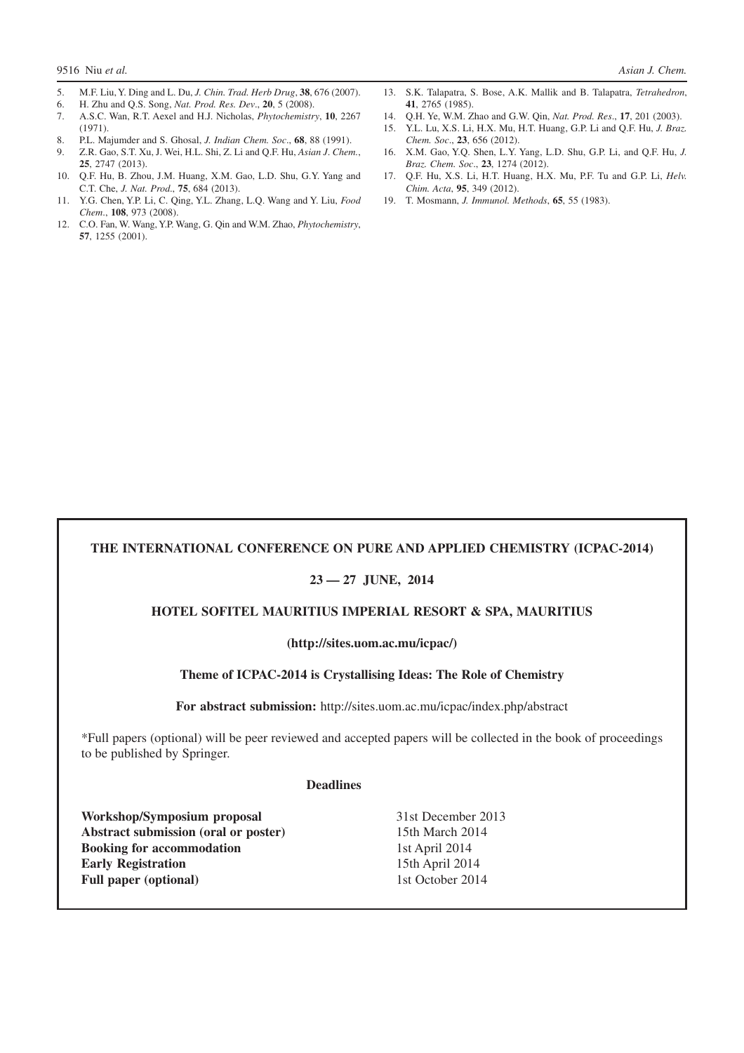5. M.F. Liu, Y. Ding and L. Du, *J. Chin. Trad. Herb Drug*, **38**, 676 (2007).
6. H. Zhu and Q.S. Song, *Nat. Prod. Res. Dev*., **20**, 5 (2008).
7. A.S.C. Wan, R.T. Aexel and H.J. Nicholas, *Phytochemistry*, **10**, 2267 (1971).
8. P.L. Majumder and S. Ghosal, *J. Indian Chem. Soc*., **68**, 88 (1991).
9. Z.R. Gao, S.T. Xu, J. Wei, H.L. Shi, Z. Li and Q.F. Hu, *Asian J. Chem.*, **25**, 2747 (2013).
10. Q.F. Hu, B. Zhou, J.M. Huang, X.M. Gao, L.D. Shu, G.Y. Yang and C.T. Che, *J. Nat. Prod*., **75**, 684 (2013).
11. Y.G. Chen, Y.P. Li, C. Qing, Y.L. Zhang, L.Q. Wang and Y. Liu, *Food Chem*., **108**, 973 (2008).
12. C.O. Fan, W. Wang, Y.P. Wang, G. Qin and W.M. Zhao, *Phytochemistry*, **57**, 1255 (2001).
13. S.K. Talapatra, S. Bose, A.K. Mallik and B. Talapatra, *Tetrahedron*, **41**, 2765 (1985).
14. Q.H. Ye, W.M. Zhao and G.W. Qin, *Nat. Prod. Res*., **17**, 201 (2003).
15. Y.L. Lu, X.S. Li, H.X. Mu, H.T. Huang, G.P. Li and Q.F. Hu, *J. Braz. Chem. Soc*., **23**, 656 (2012).
16. X.M. Gao, Y.Q. Shen, L.Y. Yang, L.D. Shu, G.P. Li, and Q.F. Hu, *J. Braz. Chem. Soc*., **23**, 1274 (2012).
17. Q.F. Hu, X.S. Li, H.T. Huang, H.X. Mu, P.F. Tu and G.P. Li, *Helv. Chim. Acta*, **95**, 349 (2012).
19. T. Mosmann, *J. Immunol. Methods*, **65**, 55 (1983).

**THE INTERNATIONAL CONFERENCE ON PURE AND APPLIED CHEMISTRY (ICPAC-2014)**

**23 — 27 JUNE, 2014**

**HOTEL SOFITEL MAURITIUS IMPERIAL RESORT & SPA, MAURITIUS**

**(http://sites.uom.ac.mu/icpac/)**

**Theme of ICPAC-2014 is Crystallising Ideas: The Role of Chemistry**

**For abstract submission:** http://sites.uom.ac.mu/icpac/index.php/abstract

*Full papers (optional) will be peer reviewed and accepted papers will be collected in the book of proceedings to be published by Springer.

**Deadlines**

| | |
|---|---|
| **Workshop/Symposium proposal** | 31st December 2013 |
| **Abstract submission (oral or poster)** | 15th March 2014 |
| **Booking for accommodation** | 1st April 2014 |
| **Early Registration** | 15th April 2014 |
| **Full paper (optional)** | 1st October 2014 |